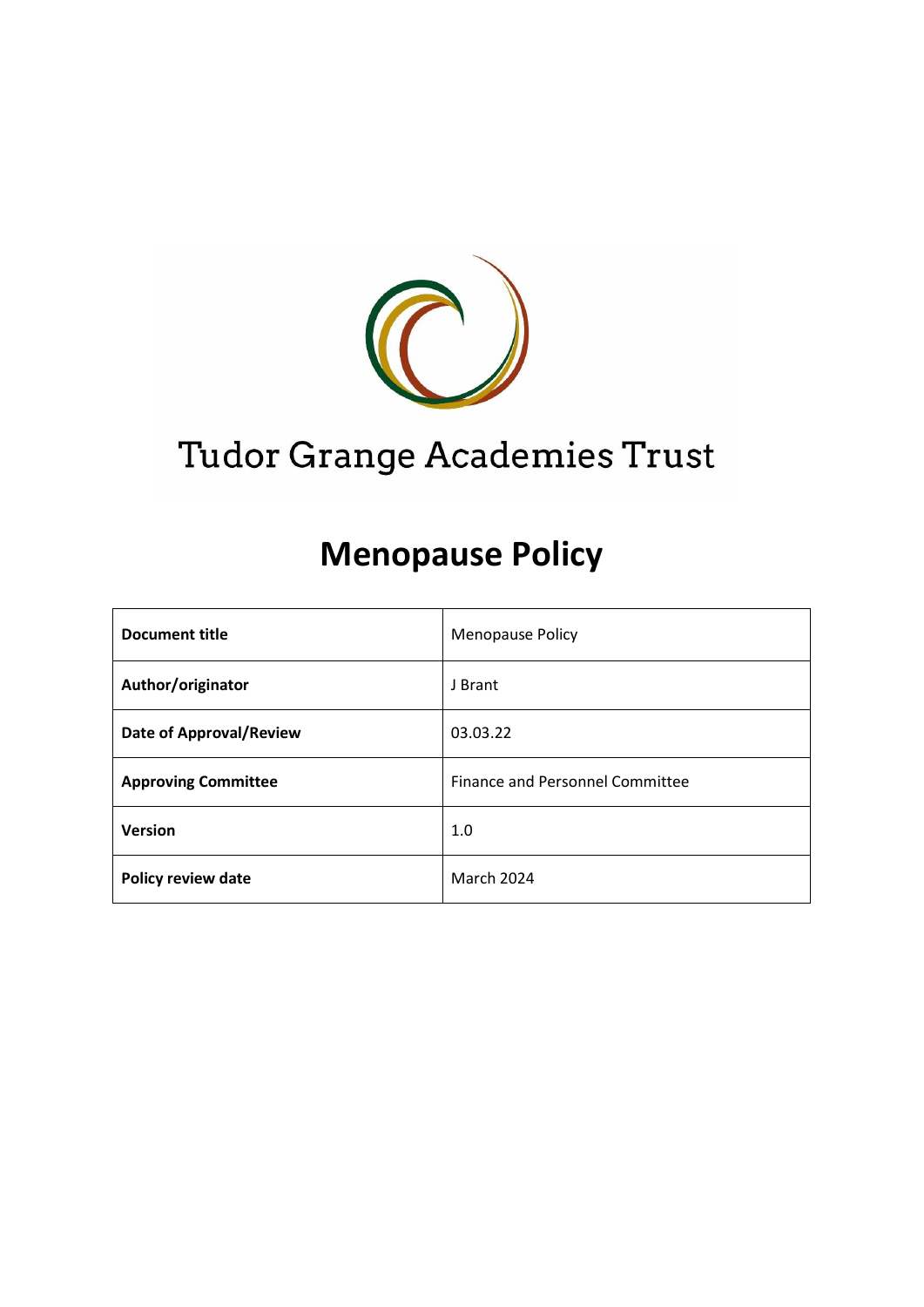Tudor Grange Academies Trust

# Menopause Policy

| Document title | Menopause Policy |
|---|---|
| Author/originator | J Brant |
| Date of Approval/Review | 03.03.22 |
| Approving Committee | Finance and Personnel Committee |
| Version | 1.0 |
| Policy review date | March 2024 |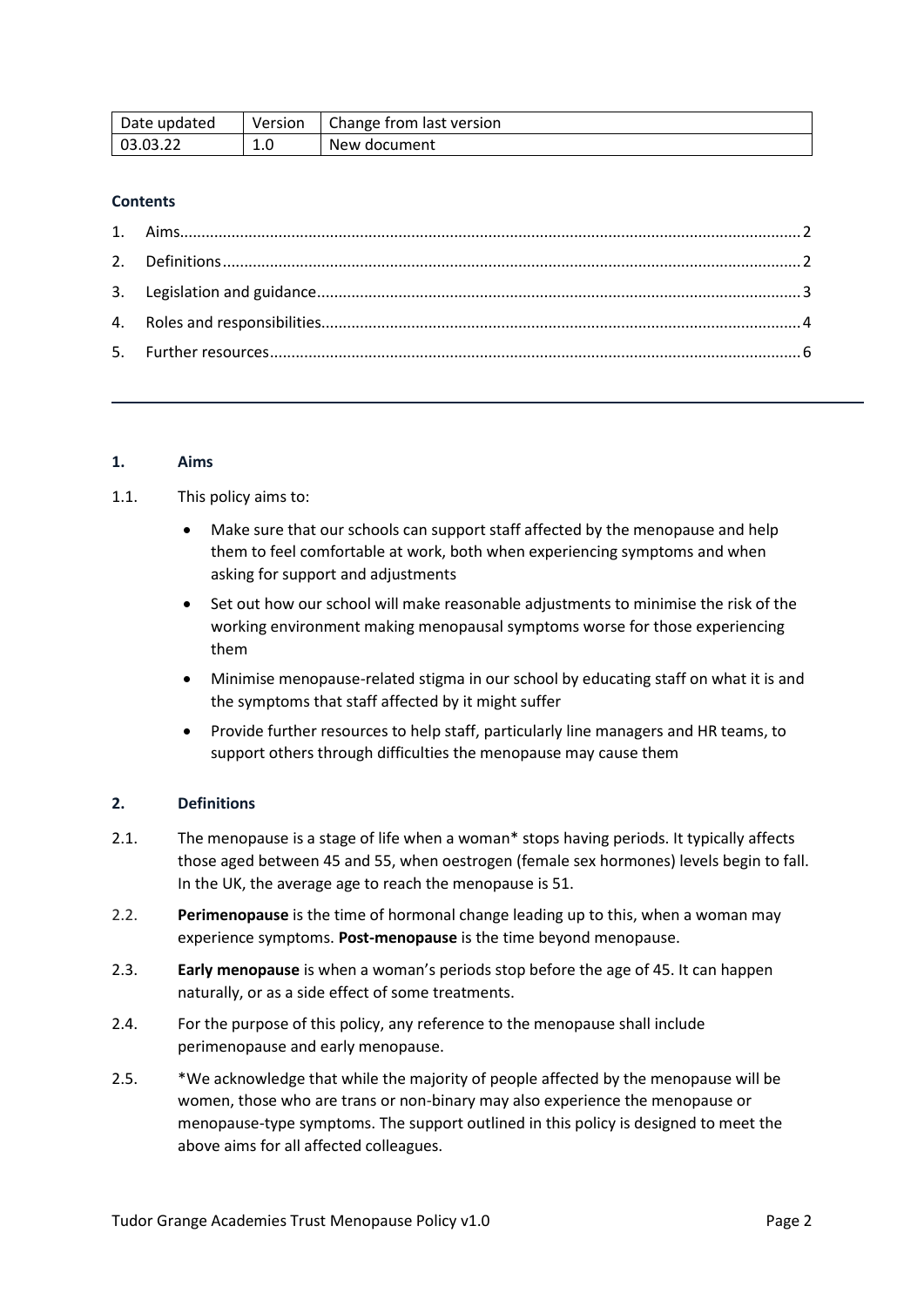| Date updated | Version | Change from last version |
| --- | --- | --- |
| 03.03.22 | 1.0 | New document |

**Contents**

1. Aims....2
2. Definitions....2
3. Legislation and guidance....3
4. Roles and responsibilities....4
5. Further resources....6

## 1. Aims

1.1. This policy aims to:

- Make sure that our schools can support staff affected by the menopause and help them to feel comfortable at work, both when experiencing symptoms and when asking for support and adjustments
- Set out how our school will make reasonable adjustments to minimise the risk of the working environment making menopausal symptoms worse for those experiencing them
- Minimise menopause-related stigma in our school by educating staff on what it is and the symptoms that staff affected by it might suffer
- Provide further resources to help staff, particularly line managers and HR teams, to support others through difficulties the menopause may cause them

## 2. Definitions

2.1. The menopause is a stage of life when a woman* stops having periods. It typically affects those aged between 45 and 55, when oestrogen (female sex hormones) levels begin to fall. In the UK, the average age to reach the menopause is 51.

2.2. **Perimenopause** is the time of hormonal change leading up to this, when a woman may experience symptoms. **Post-menopause** is the time beyond menopause.

2.3. **Early menopause** is when a woman's periods stop before the age of 45. It can happen naturally, or as a side effect of some treatments.

2.4. For the purpose of this policy, any reference to the menopause shall include perimenopause and early menopause.

2.5. *We acknowledge that while the majority of people affected by the menopause will be women, those who are trans or non-binary may also experience the menopause or menopause-type symptoms. The support outlined in this policy is designed to meet the above aims for all affected colleagues.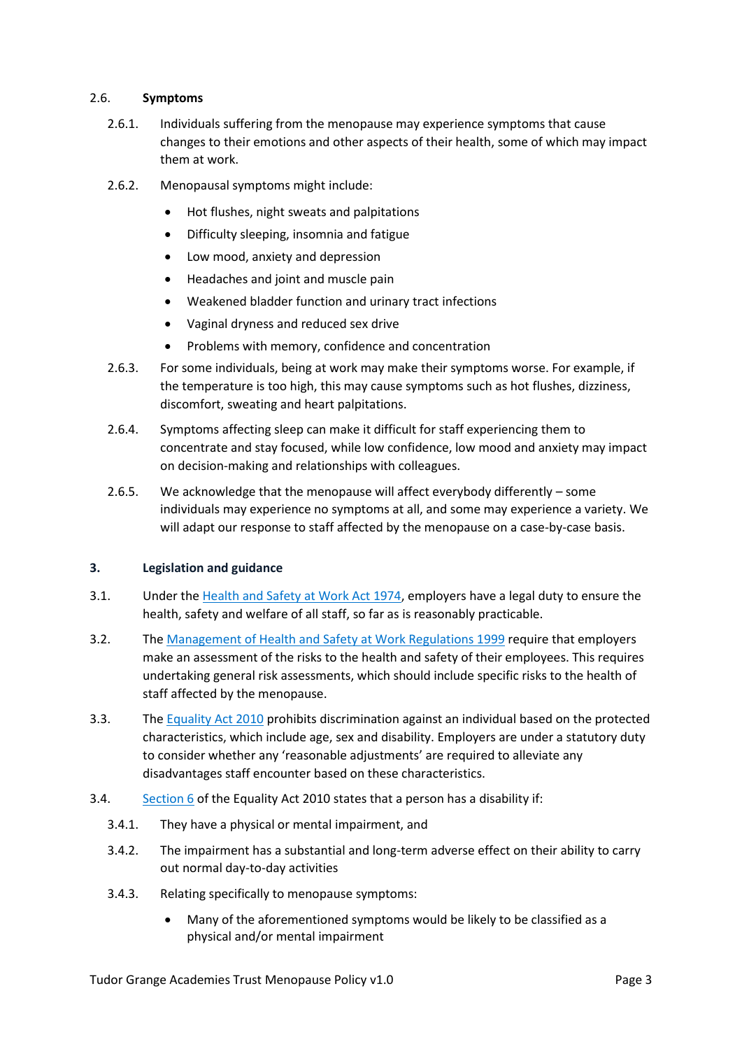2.6. **Symptoms**

2.6.1. Individuals suffering from the menopause may experience symptoms that cause changes to their emotions and other aspects of their health, some of which may impact them at work.

2.6.2. Menopausal symptoms might include:

- Hot flushes, night sweats and palpitations
- Difficulty sleeping, insomnia and fatigue
- Low mood, anxiety and depression
- Headaches and joint and muscle pain
- Weakened bladder function and urinary tract infections
- Vaginal dryness and reduced sex drive
- Problems with memory, confidence and concentration

2.6.3. For some individuals, being at work may make their symptoms worse. For example, if the temperature is too high, this may cause symptoms such as hot flushes, dizziness, discomfort, sweating and heart palpitations.

2.6.4. Symptoms affecting sleep can make it difficult for staff experiencing them to concentrate and stay focused, while low confidence, low mood and anxiety may impact on decision-making and relationships with colleagues.

2.6.5. We acknowledge that the menopause will affect everybody differently – some individuals may experience no symptoms at all, and some may experience a variety. We will adapt our response to staff affected by the menopause on a case-by-case basis.

## 3. Legislation and guidance

3.1. Under the Health and Safety at Work Act 1974, employers have a legal duty to ensure the health, safety and welfare of all staff, so far as is reasonably practicable.

3.2. The Management of Health and Safety at Work Regulations 1999 require that employers make an assessment of the risks to the health and safety of their employees. This requires undertaking general risk assessments, which should include specific risks to the health of staff affected by the menopause.

3.3. The Equality Act 2010 prohibits discrimination against an individual based on the protected characteristics, which include age, sex and disability. Employers are under a statutory duty to consider whether any 'reasonable adjustments' are required to alleviate any disadvantages staff encounter based on these characteristics.

3.4. Section 6 of the Equality Act 2010 states that a person has a disability if:

3.4.1. They have a physical or mental impairment, and

3.4.2. The impairment has a substantial and long-term adverse effect on their ability to carry out normal day-to-day activities

3.4.3. Relating specifically to menopause symptoms:

- Many of the aforementioned symptoms would be likely to be classified as a physical and/or mental impairment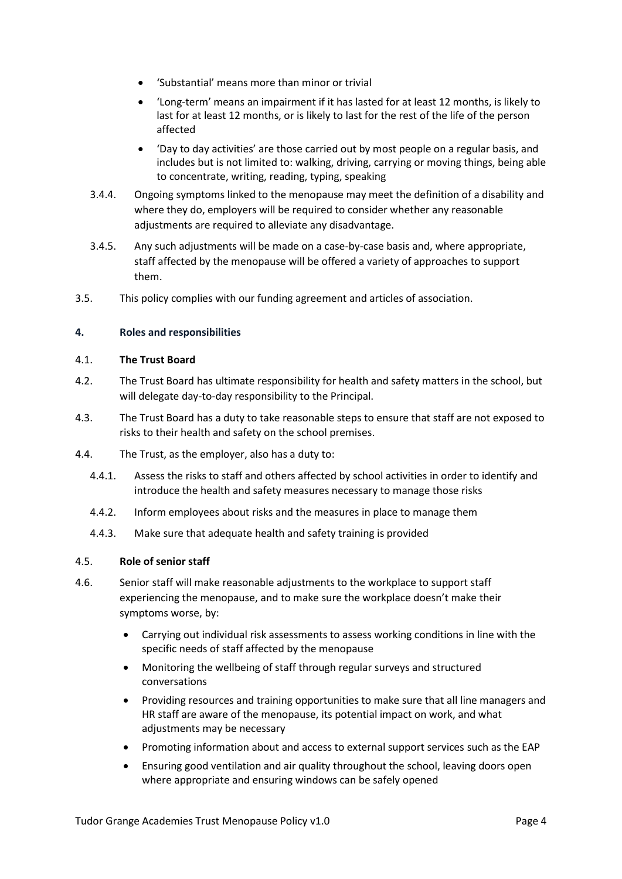- 'Substantial' means more than minor or trivial
- 'Long-term' means an impairment if it has lasted for at least 12 months, is likely to last for at least 12 months, or is likely to last for the rest of the life of the person affected
- 'Day to day activities' are those carried out by most people on a regular basis, and includes but is not limited to: walking, driving, carrying or moving things, being able to concentrate, writing, reading, typing, speaking

3.4.4. Ongoing symptoms linked to the menopause may meet the definition of a disability and where they do, employers will be required to consider whether any reasonable adjustments are required to alleviate any disadvantage.

3.4.5. Any such adjustments will be made on a case-by-case basis and, where appropriate, staff affected by the menopause will be offered a variety of approaches to support them.

3.5. This policy complies with our funding agreement and articles of association.

## 4. Roles and responsibilities

4.1. **The Trust Board**

4.2. The Trust Board has ultimate responsibility for health and safety matters in the school, but will delegate day-to-day responsibility to the Principal.

4.3. The Trust Board has a duty to take reasonable steps to ensure that staff are not exposed to risks to their health and safety on the school premises.

4.4. The Trust, as the employer, also has a duty to:

4.4.1. Assess the risks to staff and others affected by school activities in order to identify and introduce the health and safety measures necessary to manage those risks

4.4.2. Inform employees about risks and the measures in place to manage them

4.4.3. Make sure that adequate health and safety training is provided

4.5. **Role of senior staff**

4.6. Senior staff will make reasonable adjustments to the workplace to support staff experiencing the menopause, and to make sure the workplace doesn't make their symptoms worse, by:

- Carrying out individual risk assessments to assess working conditions in line with the specific needs of staff affected by the menopause
- Monitoring the wellbeing of staff through regular surveys and structured conversations
- Providing resources and training opportunities to make sure that all line managers and HR staff are aware of the menopause, its potential impact on work, and what adjustments may be necessary
- Promoting information about and access to external support services such as the EAP
- Ensuring good ventilation and air quality throughout the school, leaving doors open where appropriate and ensuring windows can be safely opened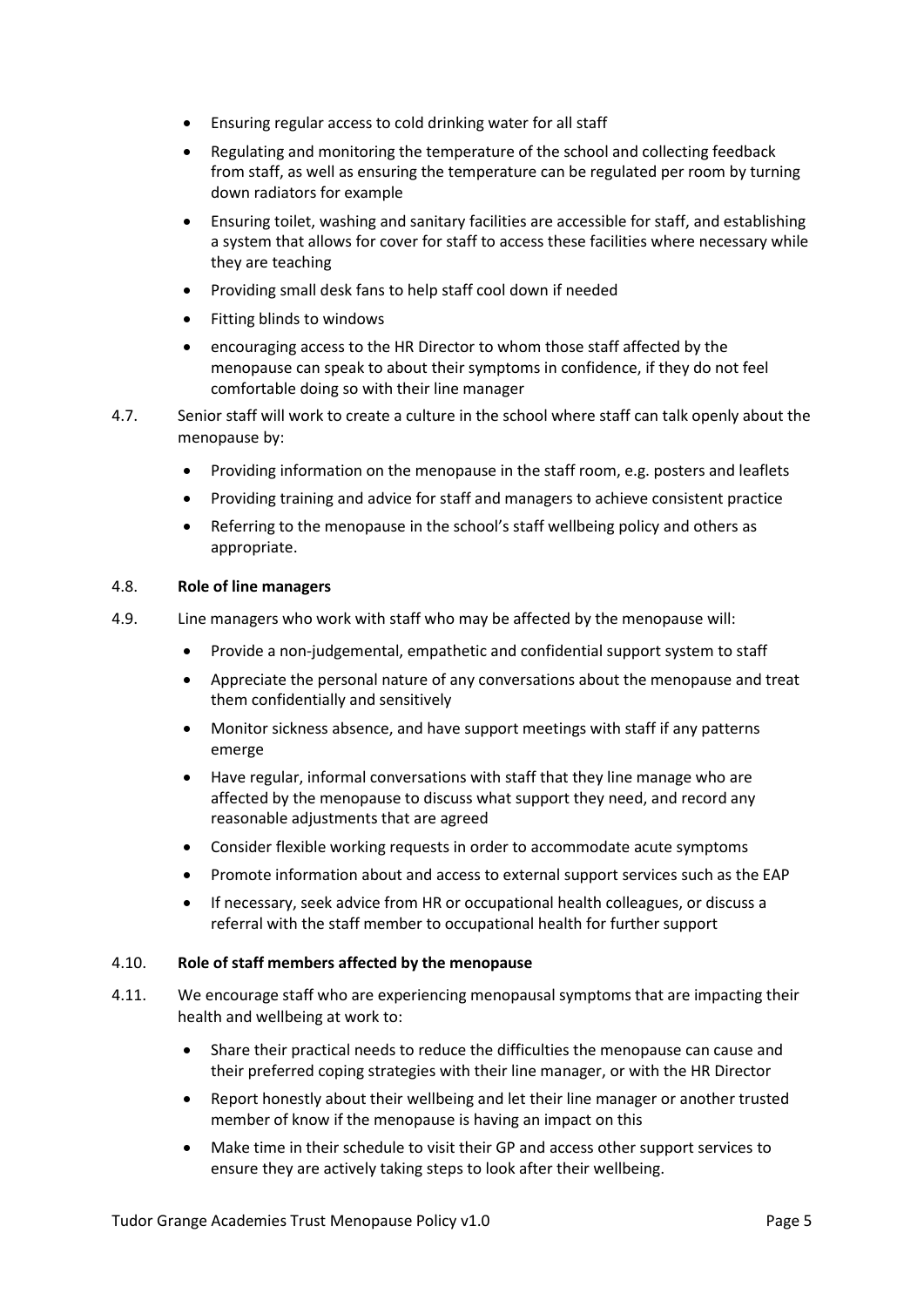- Ensuring regular access to cold drinking water for all staff
- Regulating and monitoring the temperature of the school and collecting feedback from staff, as well as ensuring the temperature can be regulated per room by turning down radiators for example
- Ensuring toilet, washing and sanitary facilities are accessible for staff, and establishing a system that allows for cover for staff to access these facilities where necessary while they are teaching
- Providing small desk fans to help staff cool down if needed
- Fitting blinds to windows
- encouraging access to the HR Director to whom those staff affected by the menopause can speak to about their symptoms in confidence, if they do not feel comfortable doing so with their line manager

4.7. Senior staff will work to create a culture in the school where staff can talk openly about the menopause by:

- Providing information on the menopause in the staff room, e.g. posters and leaflets
- Providing training and advice for staff and managers to achieve consistent practice
- Referring to the menopause in the school's staff wellbeing policy and others as appropriate.

4.8. **Role of line managers**

4.9. Line managers who work with staff who may be affected by the menopause will:

- Provide a non-judgemental, empathetic and confidential support system to staff
- Appreciate the personal nature of any conversations about the menopause and treat them confidentially and sensitively
- Monitor sickness absence, and have support meetings with staff if any patterns emerge
- Have regular, informal conversations with staff that they line manage who are affected by the menopause to discuss what support they need, and record any reasonable adjustments that are agreed
- Consider flexible working requests in order to accommodate acute symptoms
- Promote information about and access to external support services such as the EAP
- If necessary, seek advice from HR or occupational health colleagues, or discuss a referral with the staff member to occupational health for further support

4.10. **Role of staff members affected by the menopause**

4.11. We encourage staff who are experiencing menopausal symptoms that are impacting their health and wellbeing at work to:

- Share their practical needs to reduce the difficulties the menopause can cause and their preferred coping strategies with their line manager, or with the HR Director
- Report honestly about their wellbeing and let their line manager or another trusted member of know if the menopause is having an impact on this
- Make time in their schedule to visit their GP and access other support services to ensure they are actively taking steps to look after their wellbeing.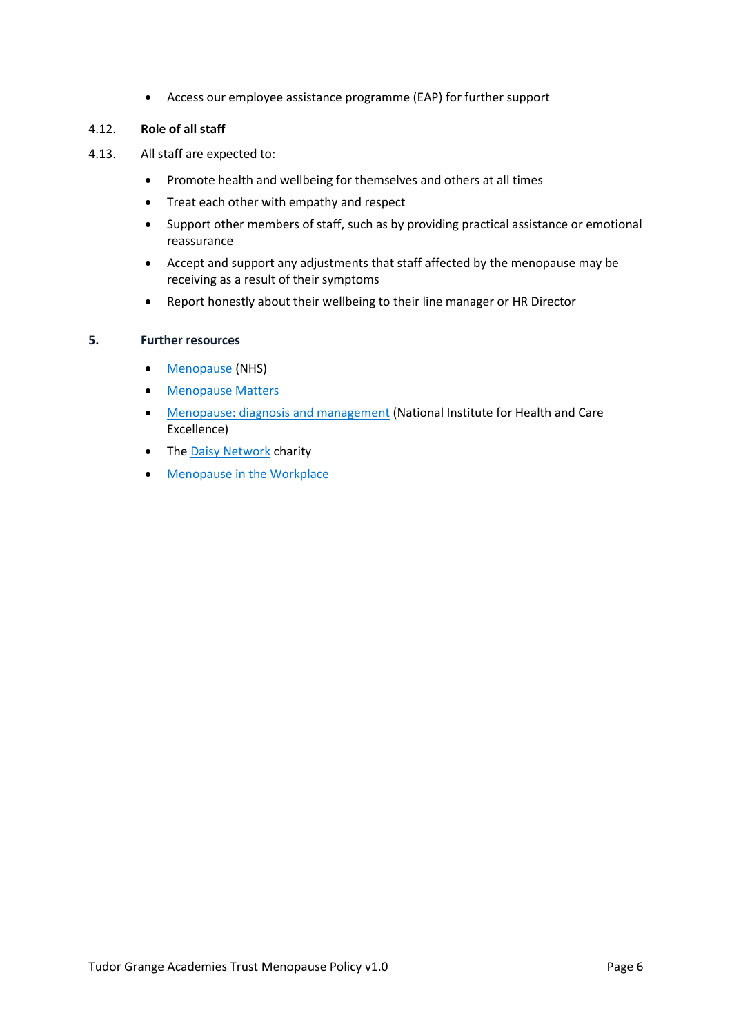- Access our employee assistance programme (EAP) for further support

4.12. **Role of all staff**

4.13. All staff are expected to:

- Promote health and wellbeing for themselves and others at all times
- Treat each other with empathy and respect
- Support other members of staff, such as by providing practical assistance or emotional reassurance
- Accept and support any adjustments that staff affected by the menopause may be receiving as a result of their symptoms
- Report honestly about their wellbeing to their line manager or HR Director

## 5. Further resources

- Menopause (NHS)
- Menopause Matters
- Menopause: diagnosis and management (National Institute for Health and Care Excellence)
- The Daisy Network charity
- Menopause in the Workplace